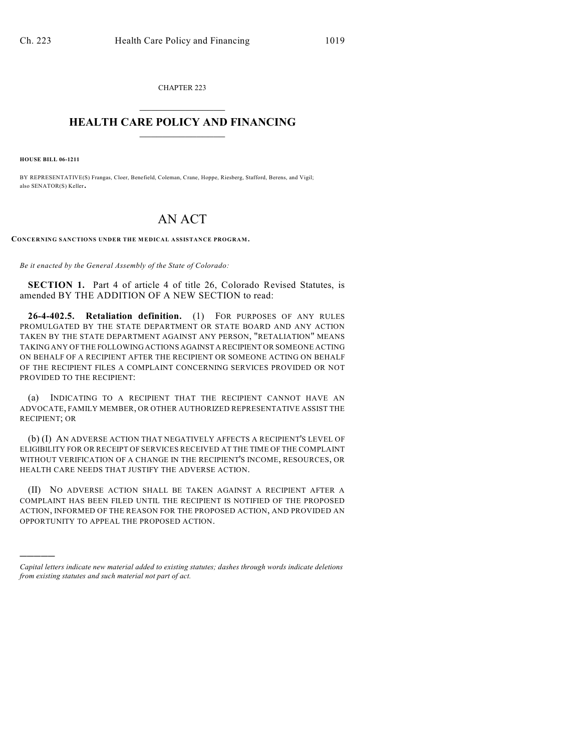CHAPTER 223

# HEALTH CARE POLICY AND FINANCING

**HOUSE BILL 06-1211**

BY REPRESENTATIVE(S) Frangas, Cloer, Benefield, Coleman, Crane, Hoppe, Riesberg, Stafford, Berens, and Vigil; also SENATOR(S) Keller.

# AN ACT

**CONCERNING SANCTIONS UNDER THE MEDICAL ASSISTANCE PROGRAM.**

*Be it enacted by the General Assembly of the State of Colorado:*

**SECTION 1.** Part 4 of article 4 of title 26, Colorado Revised Statutes, is amended BY THE ADDITION OF A NEW SECTION to read:

**26-4-402.5. Retaliation definition.** (1) FOR PURPOSES OF ANY RULES PROMULGATED BY THE STATE DEPARTMENT OR STATE BOARD AND ANY ACTION TAKEN BY THE STATE DEPARTMENT AGAINST ANY PERSON, "RETALIATION" MEANS TAKING ANY OF THE FOLLOWING ACTIONS AGAINST A RECIPIENT OR SOMEONE ACTING ON BEHALF OF A RECIPIENT AFTER THE RECIPIENT OR SOMEONE ACTING ON BEHALF OF THE RECIPIENT FILES A COMPLAINT CONCERNING SERVICES PROVIDED OR NOT PROVIDED TO THE RECIPIENT:

(a) INDICATING TO A RECIPIENT THAT THE RECIPIENT CANNOT HAVE AN ADVOCATE, FAMILY MEMBER, OR OTHER AUTHORIZED REPRESENTATIVE ASSIST THE RECIPIENT; OR

(b) (I) AN ADVERSE ACTION THAT NEGATIVELY AFFECTS A RECIPIENT'S LEVEL OF ELIGIBILITY FOR OR RECEIPT OF SERVICES RECEIVED AT THE TIME OF THE COMPLAINT WITHOUT VERIFICATION OF A CHANGE IN THE RECIPIENT'S INCOME, RESOURCES, OR HEALTH CARE NEEDS THAT JUSTIFY THE ADVERSE ACTION.

(II) NO ADVERSE ACTION SHALL BE TAKEN AGAINST A RECIPIENT AFTER A COMPLAINT HAS BEEN FILED UNTIL THE RECIPIENT IS NOTIFIED OF THE PROPOSED ACTION, INFORMED OF THE REASON FOR THE PROPOSED ACTION, AND PROVIDED AN OPPORTUNITY TO APPEAL THE PROPOSED ACTION.

---

*Capital letters indicate new material added to existing statutes; dashes through words indicate deletions from existing statutes and such material not part of act.*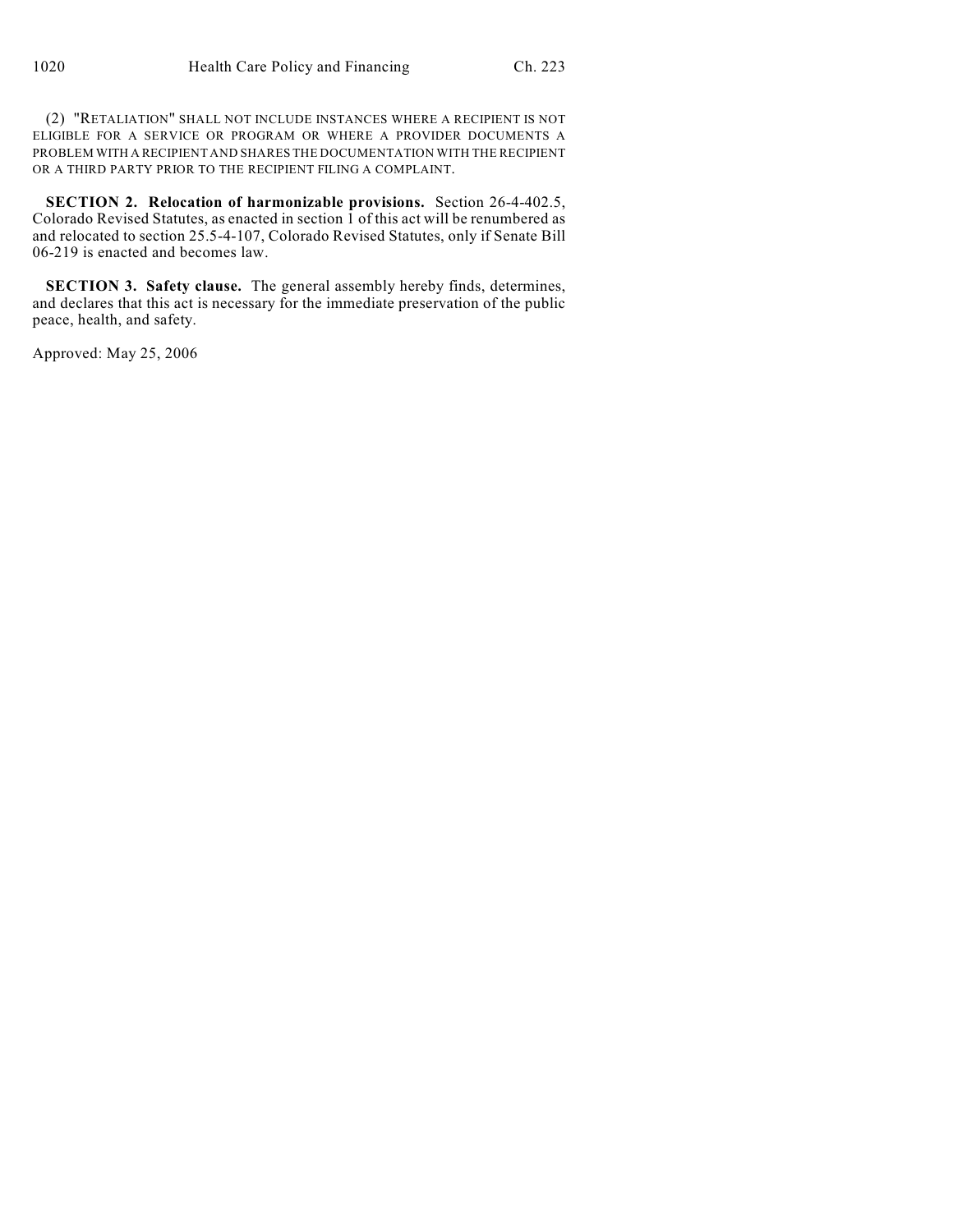(2) "RETALIATION" SHALL NOT INCLUDE INSTANCES WHERE A RECIPIENT IS NOT ELIGIBLE FOR A SERVICE OR PROGRAM OR WHERE A PROVIDER DOCUMENTS A PROBLEM WITH A RECIPIENT AND SHARES THE DOCUMENTATION WITH THE RECIPIENT OR A THIRD PARTY PRIOR TO THE RECIPIENT FILING A COMPLAINT.

**SECTION 2. Relocation of harmonizable provisions.** Section 26-4-402.5, Colorado Revised Statutes, as enacted in section 1 of this act will be renumbered as and relocated to section 25.5-4-107, Colorado Revised Statutes, only if Senate Bill 06-219 is enacted and becomes law.

**SECTION 3. Safety clause.** The general assembly hereby finds, determines, and declares that this act is necessary for the immediate preservation of the public peace, health, and safety.

Approved: May 25, 2006